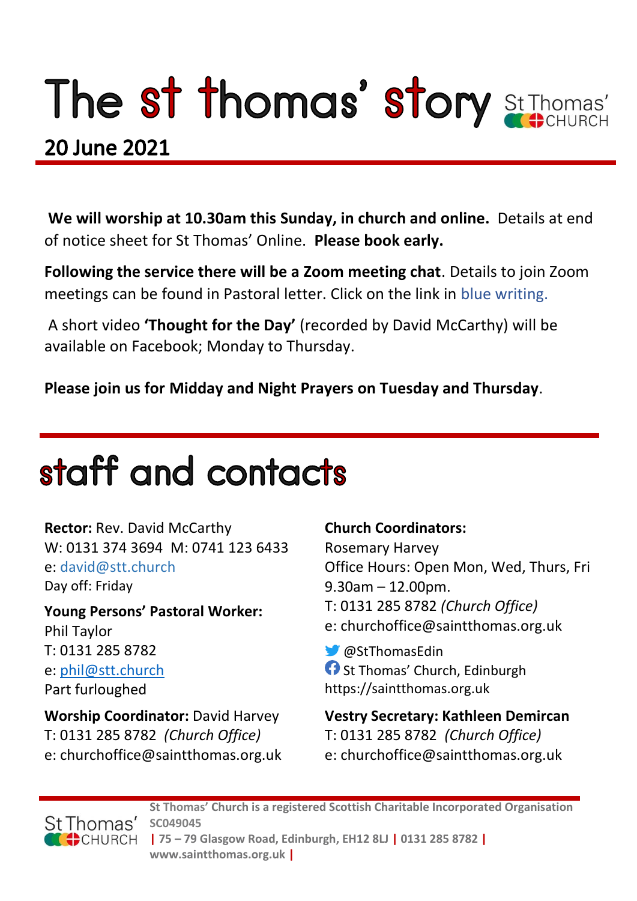# The st thomas' story

St Thomas' CHURCH

## 20 June 2021

**We will worship at 10.30am this Sunday, in church and online.** Details at end of notice sheet for St Thomas' Online. **Please book early.**

**Following the service there will be a Zoom meeting chat**. Details to join Zoom meetings can be found in Pastoral letter. Click on the link in blue writing.

A short video **'Thought for the Day'** (recorded by David McCarthy) will be available on Facebook; Monday to Thursday.

**Please join us for Midday and Night Prayers on Tuesday and Thursday**.

# staff and contacts

**Rector:** Rev. David McCarthy
W: 0131 374 3694 M: 0741 123 6433
e: david@stt.church
Day off: Friday

**Young Persons' Pastoral Worker:**
Phil Taylor
T: 0131 285 8782
e: phil@stt.church
Part furloughed

**Worship Coordinator:** David Harvey
T: 0131 285 8782 *(Church Office)*
e: churchoffice@saintthomas.org.uk

**Church Coordinators:**
Rosemary Harvey
Office Hours: Open Mon, Wed, Thurs, Fri 9.30am – 12.00pm.
T: 0131 285 8782 *(Church Office)*
e: churchoffice@saintthomas.org.uk

@StThomasEdin
St Thomas' Church, Edinburgh
https://saintthomas.org.uk

**Vestry Secretary: Kathleen Demircan**
T: 0131 285 8782 *(Church Office)*
e: churchoffice@saintthomas.org.uk

**St Thomas' Church is a registered Scottish Charitable Incorporated Organisation SC049045 | 75 – 79 Glasgow Road, Edinburgh, EH12 8LJ | 0131 285 8782 | www.saintthomas.org.uk |**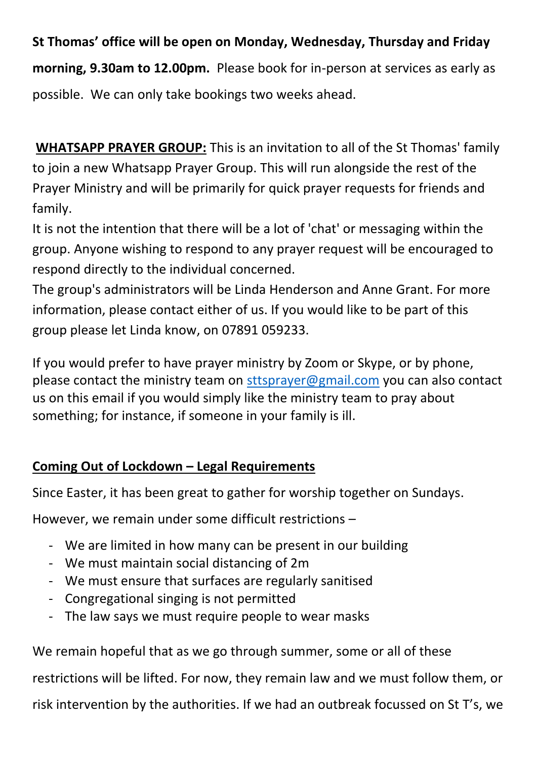**St Thomas' office will be open on Monday, Wednesday, Thursday and Friday morning, 9.30am to 12.00pm.** Please book for in-person at services as early as possible. We can only take bookings two weeks ahead.

**<u>WHATSAPP PRAYER GROUP:</u>** This is an invitation to all of the St Thomas' family to join a new Whatsapp Prayer Group. This will run alongside the rest of the Prayer Ministry and will be primarily for quick prayer requests for friends and family.

It is not the intention that there will be a lot of 'chat' or messaging within the group. Anyone wishing to respond to any prayer request will be encouraged to respond directly to the individual concerned.

The group's administrators will be Linda Henderson and Anne Grant. For more information, please contact either of us. If you would like to be part of this group please let Linda know, on 07891 059233.

If you would prefer to have prayer ministry by Zoom or Skype, or by phone, please contact the ministry team on sttsprayer@gmail.com you can also contact us on this email if you would simply like the ministry team to pray about something; for instance, if someone in your family is ill.

## <u>Coming Out of Lockdown – Legal Requirements</u>

Since Easter, it has been great to gather for worship together on Sundays.

However, we remain under some difficult restrictions –

- We are limited in how many can be present in our building
- We must maintain social distancing of 2m
- We must ensure that surfaces are regularly sanitised
- Congregational singing is not permitted
- The law says we must require people to wear masks

We remain hopeful that as we go through summer, some or all of these restrictions will be lifted. For now, they remain law and we must follow them, or risk intervention by the authorities. If we had an outbreak focussed on St T's, we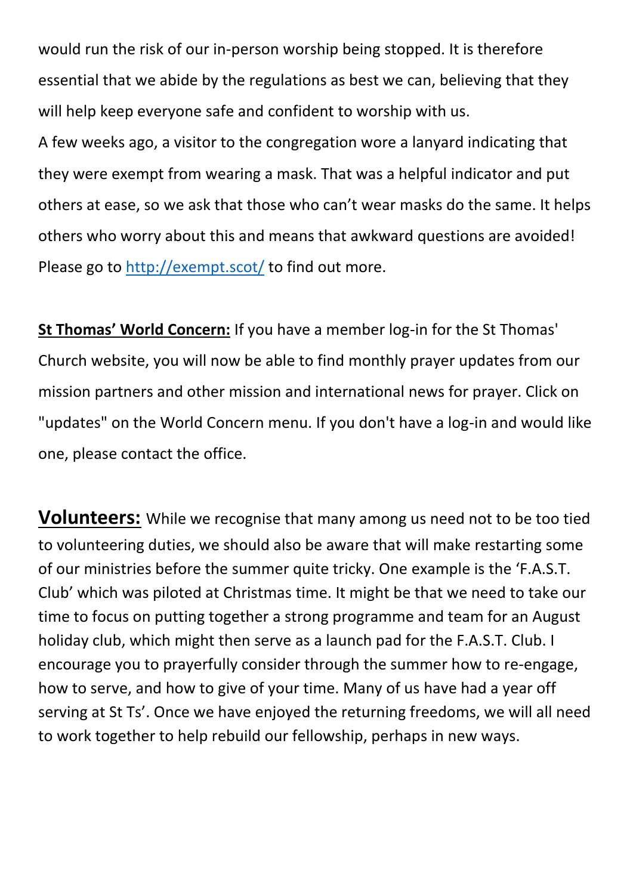would run the risk of our in-person worship being stopped. It is therefore essential that we abide by the regulations as best we can, believing that they will help keep everyone safe and confident to worship with us.

A few weeks ago, a visitor to the congregation wore a lanyard indicating that they were exempt from wearing a mask. That was a helpful indicator and put others at ease, so we ask that those who can't wear masks do the same. It helps others who worry about this and means that awkward questions are avoided! Please go to [http://exempt.scot/](http://exempt.scot/) to find out more.

**St Thomas' World Concern:** If you have a member log-in for the St Thomas' Church website, you will now be able to find monthly prayer updates from our mission partners and other mission and international news for prayer. Click on "updates" on the World Concern menu. If you don't have a log-in and would like one, please contact the office.

**Volunteers:** While we recognise that many among us need not to be too tied to volunteering duties, we should also be aware that will make restarting some of our ministries before the summer quite tricky. One example is the 'F.A.S.T. Club' which was piloted at Christmas time. It might be that we need to take our time to focus on putting together a strong programme and team for an August holiday club, which might then serve as a launch pad for the F.A.S.T. Club. I encourage you to prayerfully consider through the summer how to re-engage, how to serve, and how to give of your time. Many of us have had a year off serving at St Ts'. Once we have enjoyed the returning freedoms, we will all need to work together to help rebuild our fellowship, perhaps in new ways.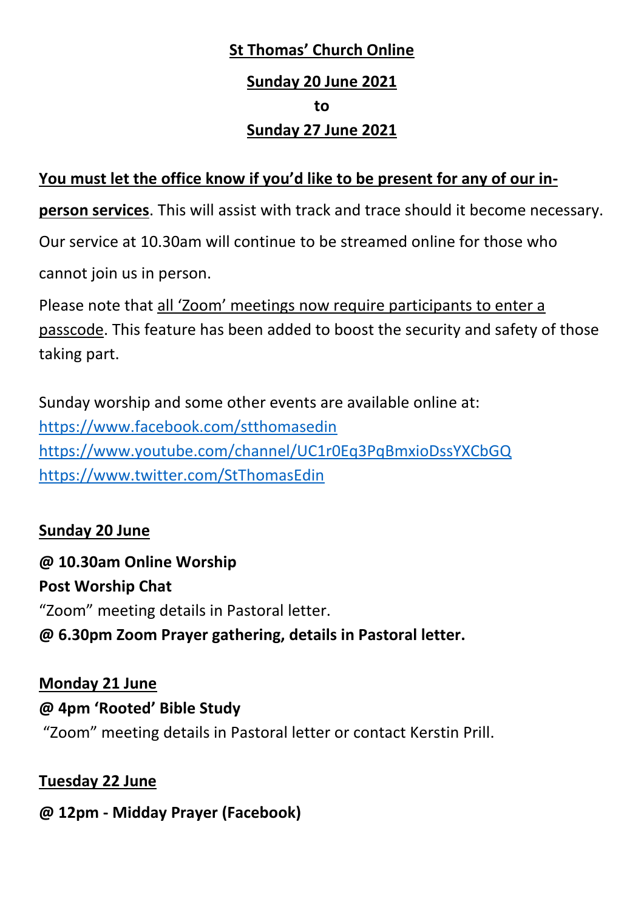**St Thomas' Church Online**

**Sunday 20 June 2021**

**to**

**Sunday 27 June 2021**

**You must let the office know if you'd like to be present for any of our in-person services**. This will assist with track and trace should it become necessary. Our service at 10.30am will continue to be streamed online for those who cannot join us in person.

Please note that all 'Zoom' meetings now require participants to enter a passcode. This feature has been added to boost the security and safety of those taking part.

Sunday worship and some other events are available online at:
https://www.facebook.com/stthomasedin
https://www.youtube.com/channel/UC1r0Eq3PqBmxioDssYXCbGQ
https://www.twitter.com/StThomasEdin

**Sunday 20 June**

**@ 10.30am Online Worship**
**Post Worship Chat**
"Zoom" meeting details in Pastoral letter.
**@ 6.30pm Zoom Prayer gathering, details in Pastoral letter.**

**Monday 21 June**

**@ 4pm 'Rooted' Bible Study**
"Zoom" meeting details in Pastoral letter or contact Kerstin Prill.

**Tuesday 22 June**

**@ 12pm - Midday Prayer (Facebook)**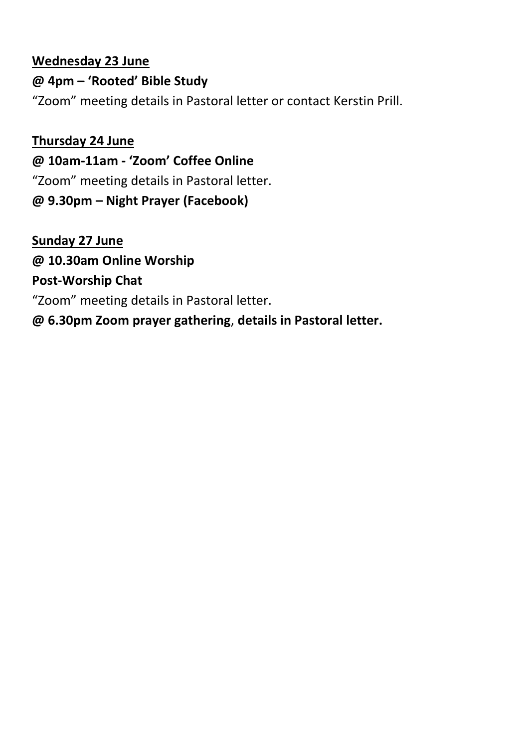<u>**Wednesday 23 June**</u>

**@ 4pm – 'Rooted' Bible Study**

"Zoom" meeting details in Pastoral letter or contact Kerstin Prill.

<u>**Thursday 24 June**</u>

**@ 10am-11am - 'Zoom' Coffee Online**

"Zoom" meeting details in Pastoral letter.

**@ 9.30pm – Night Prayer (Facebook)**

<u>**Sunday 27 June**</u>

**@ 10.30am Online Worship**

**Post-Worship Chat**

"Zoom" meeting details in Pastoral letter.

**@ 6.30pm Zoom prayer gathering**, **details in Pastoral letter.**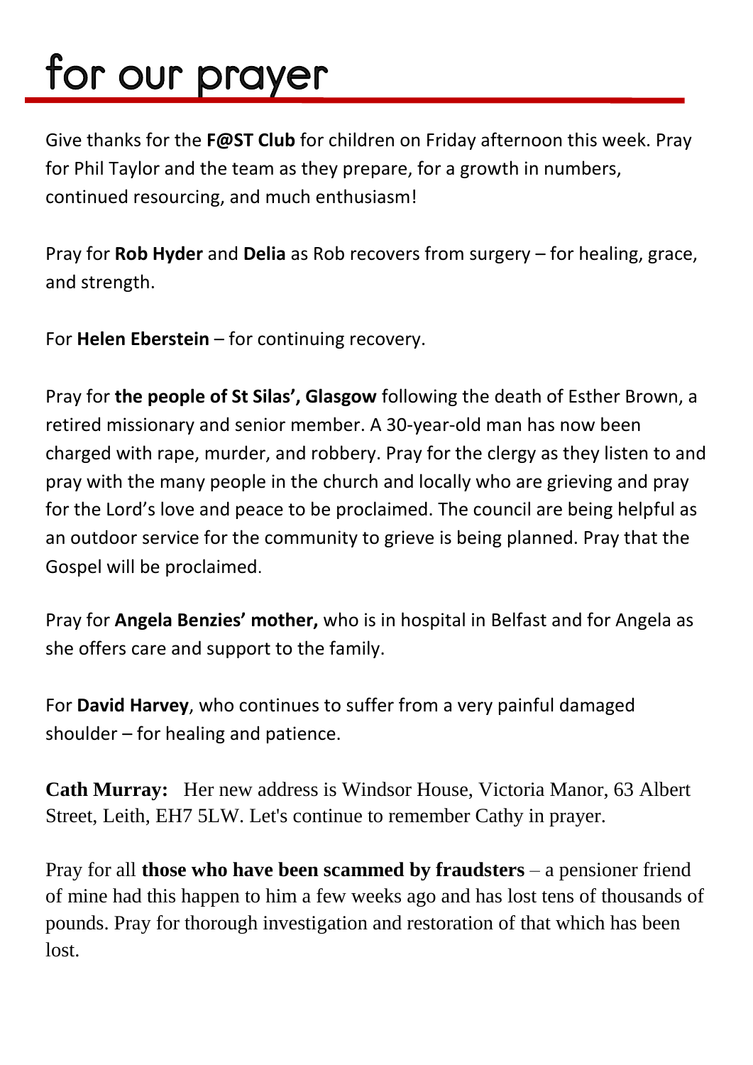# for our prayer

Give thanks for the **F@ST Club** for children on Friday afternoon this week. Pray for Phil Taylor and the team as they prepare, for a growth in numbers, continued resourcing, and much enthusiasm!

Pray for **Rob Hyder** and **Delia** as Rob recovers from surgery – for healing, grace, and strength.

For **Helen Eberstein** – for continuing recovery.

Pray for **the people of St Silas', Glasgow** following the death of Esther Brown, a retired missionary and senior member. A 30-year-old man has now been charged with rape, murder, and robbery. Pray for the clergy as they listen to and pray with the many people in the church and locally who are grieving and pray for the Lord's love and peace to be proclaimed. The council are being helpful as an outdoor service for the community to grieve is being planned. Pray that the Gospel will be proclaimed.

Pray for **Angela Benzies' mother,** who is in hospital in Belfast and for Angela as she offers care and support to the family.

For **David Harvey**, who continues to suffer from a very painful damaged shoulder – for healing and patience.

**Cath Murray:** Her new address is Windsor House, Victoria Manor, 63 Albert Street, Leith, EH7 5LW. Let's continue to remember Cathy in prayer.

Pray for all **those who have been scammed by fraudsters** – a pensioner friend of mine had this happen to him a few weeks ago and has lost tens of thousands of pounds. Pray for thorough investigation and restoration of that which has been lost.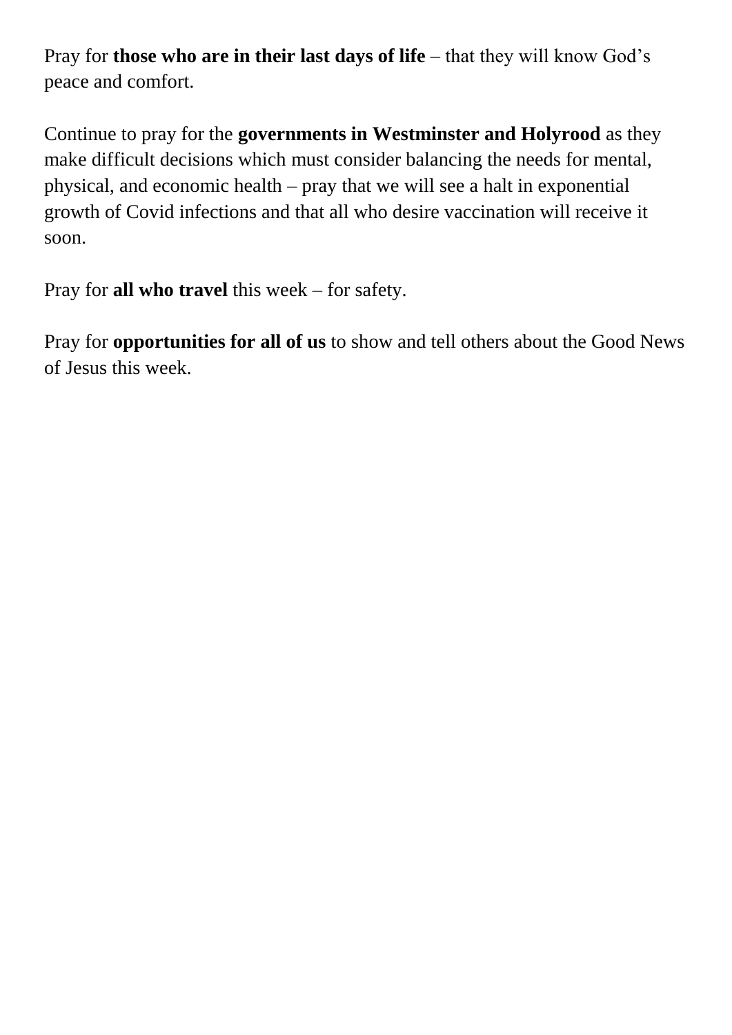Pray for **those who are in their last days of life** – that they will know God's peace and comfort.

Continue to pray for the **governments in Westminster and Holyrood** as they make difficult decisions which must consider balancing the needs for mental, physical, and economic health – pray that we will see a halt in exponential growth of Covid infections and that all who desire vaccination will receive it soon.

Pray for **all who travel** this week – for safety.

Pray for **opportunities for all of us** to show and tell others about the Good News of Jesus this week.